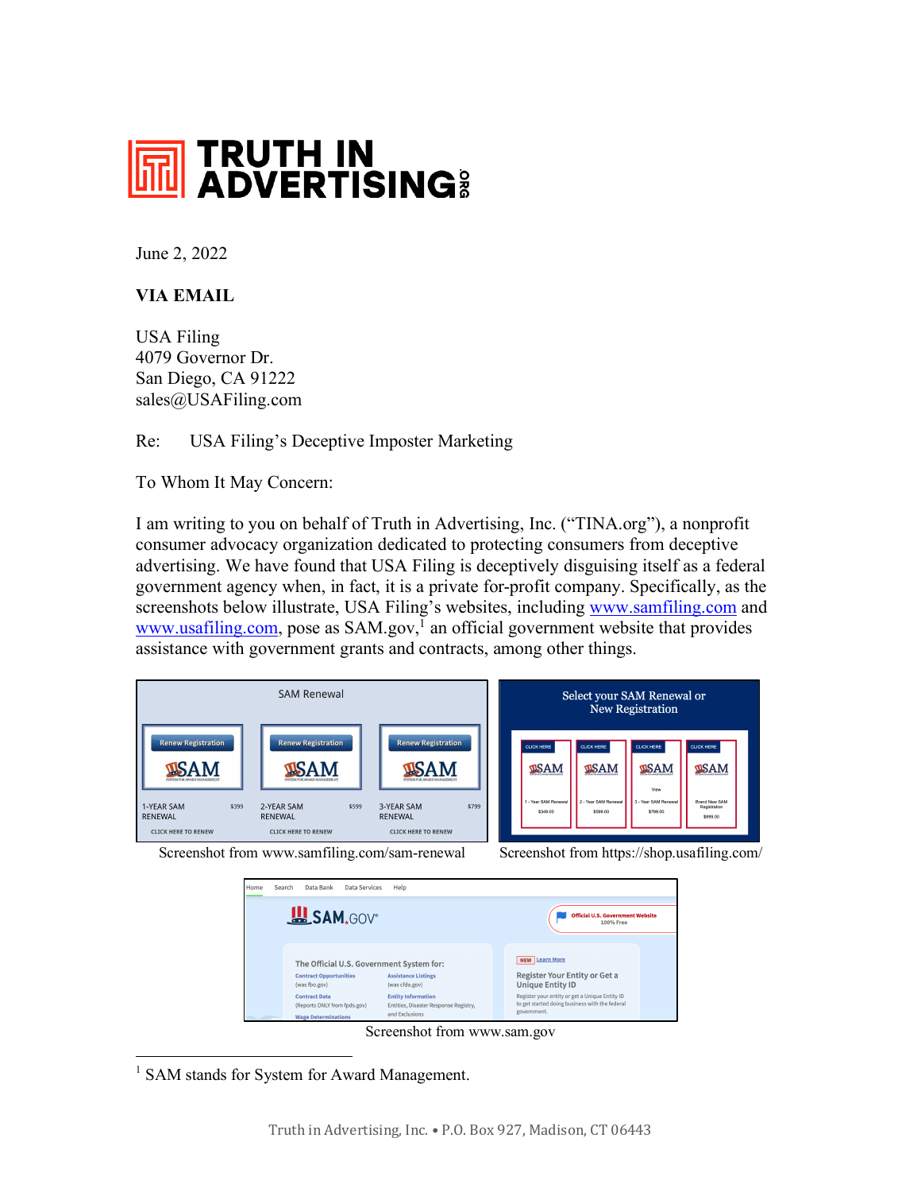June 2, 2022

**VIA EMAIL**

USA Filing
4079 Governor Dr.
San Diego, CA 91222
sales@USAFiling.com

Re: USA Filing's Deceptive Imposter Marketing

To Whom It May Concern:

I am writing to you on behalf of Truth in Advertising, Inc. ("TINA.org"), a nonprofit consumer advocacy organization dedicated to protecting consumers from deceptive advertising. We have found that USA Filing is deceptively disguising itself as a federal government agency when, in fact, it is a private for-profit company. Specifically, as the screenshots below illustrate, USA Filing's websites, including www.samfiling.com and www.usafiling.com, pose as SAM.gov,[1] an official government website that provides assistance with government grants and contracts, among other things.

Screenshot from www.samfiling.com/sam-renewal

Screenshot from https://shop.usafiling.com/

Screenshot from www.sam.gov

[1] SAM stands for System for Award Management.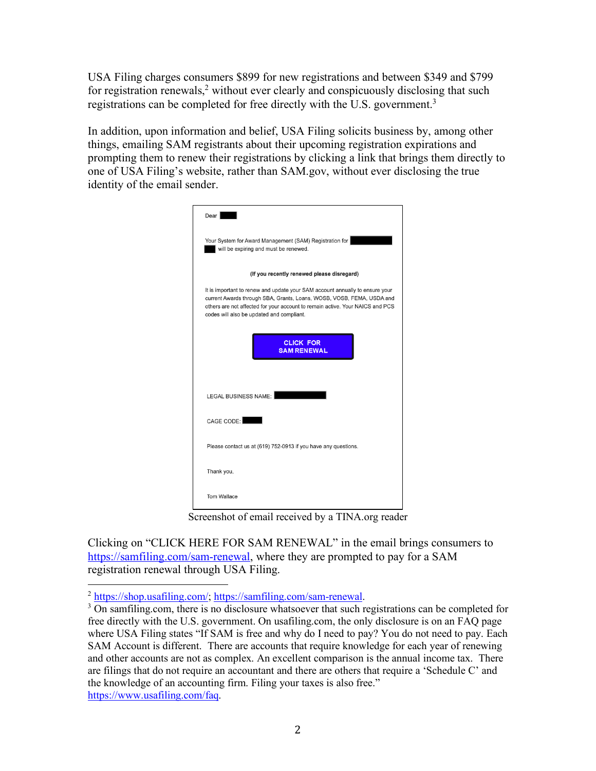USA Filing charges consumers $899 for new registrations and between $349 and $799 for registration renewals,[2] without ever clearly and conspicuously disclosing that such registrations can be completed for free directly with the U.S. government.[3]

In addition, upon information and belief, USA Filing solicits business by, among other things, emailing SAM registrants about their upcoming registration expirations and prompting them to renew their registrations by clicking a link that brings them directly to one of USA Filing's website, rather than SAM.gov, without ever disclosing the true identity of the email sender.

> Dear ███
>
> Your System for Award Management (SAM) Registration for ███ ███ will be expiring and must be renewed.
>
> **(If you recently renewed please disregard)**
>
> It is important to renew and update your SAM account annually to ensure your current Awards through SBA, Grants, Loans, WOSB, VOSB, FEMA, USDA and others are not affected for your account to remain active. Your NAICS and PCS codes will also be updated and compliant.
>
> **CLICK FOR SAM RENEWAL**
>
> LEGAL BUSINESS NAME: ███
>
> CAGE CODE: ███
>
> Please contact us at (619) 752-0913 if you have any questions.
>
> Thank you,
>
> Tom Wallace

Screenshot of email received by a TINA.org reader

Clicking on "CLICK HERE FOR SAM RENEWAL" in the email brings consumers to https://samfiling.com/sam-renewal, where they are prompted to pay for a SAM registration renewal through USA Filing.

---

[2] https://shop.usafiling.com/; https://samfiling.com/sam-renewal.

[3] On samfiling.com, there is no disclosure whatsoever that such registrations can be completed for free directly with the U.S. government. On usafiling.com, the only disclosure is on an FAQ page where USA Filing states "If SAM is free and why do I need to pay? You do not need to pay. Each SAM Account is different. There are accounts that require knowledge for each year of renewing and other accounts are not as complex. An excellent comparison is the annual income tax. There are filings that do not require an accountant and there are others that require a 'Schedule C' and the knowledge of an accounting firm. Filing your taxes is also free." https://www.usafiling.com/faq.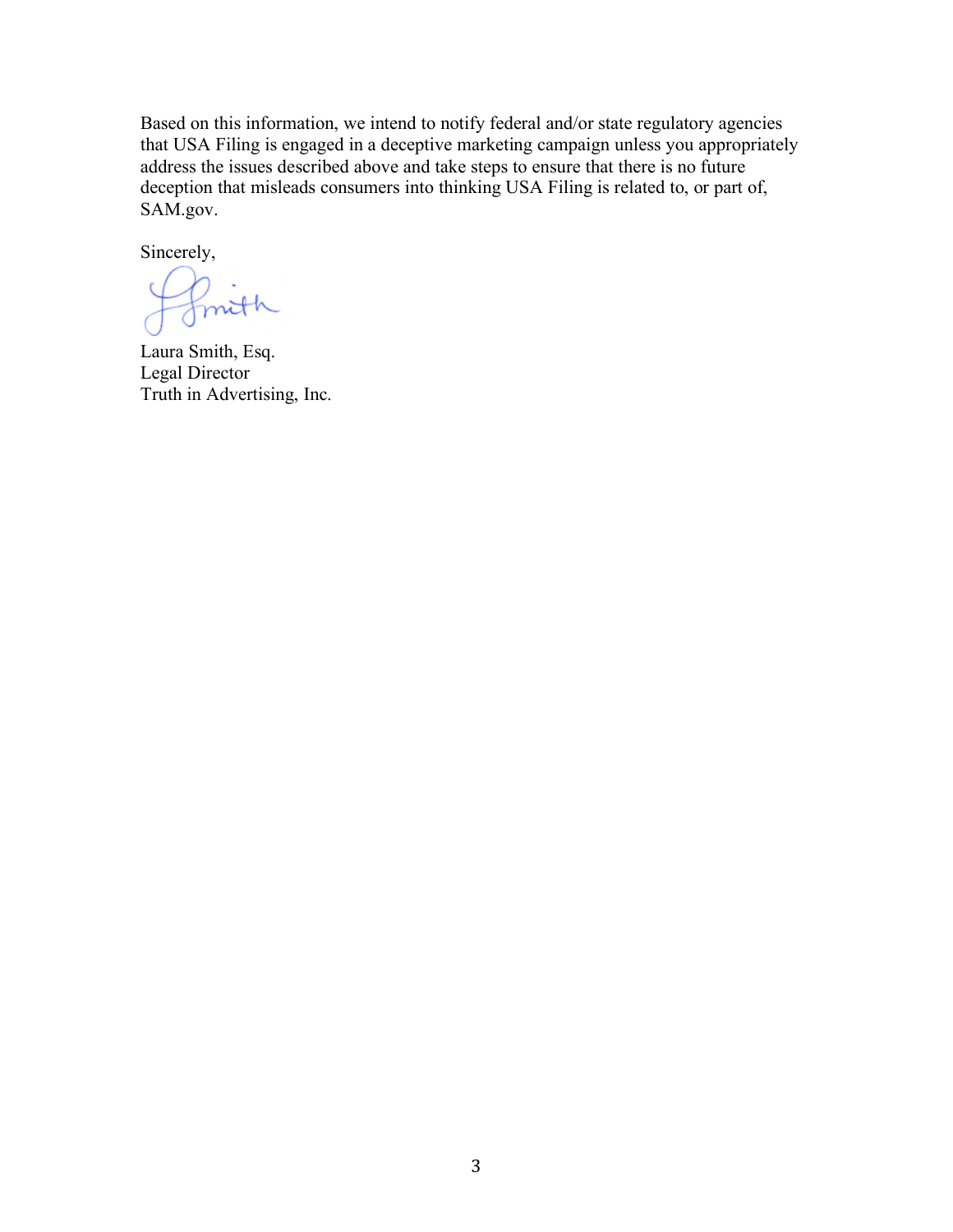Based on this information, we intend to notify federal and/or state regulatory agencies that USA Filing is engaged in a deceptive marketing campaign unless you appropriately address the issues described above and take steps to ensure that there is no future deception that misleads consumers into thinking USA Filing is related to, or part of, SAM.gov.

Sincerely,

Laura Smith, Esq.
Legal Director
Truth in Advertising, Inc.